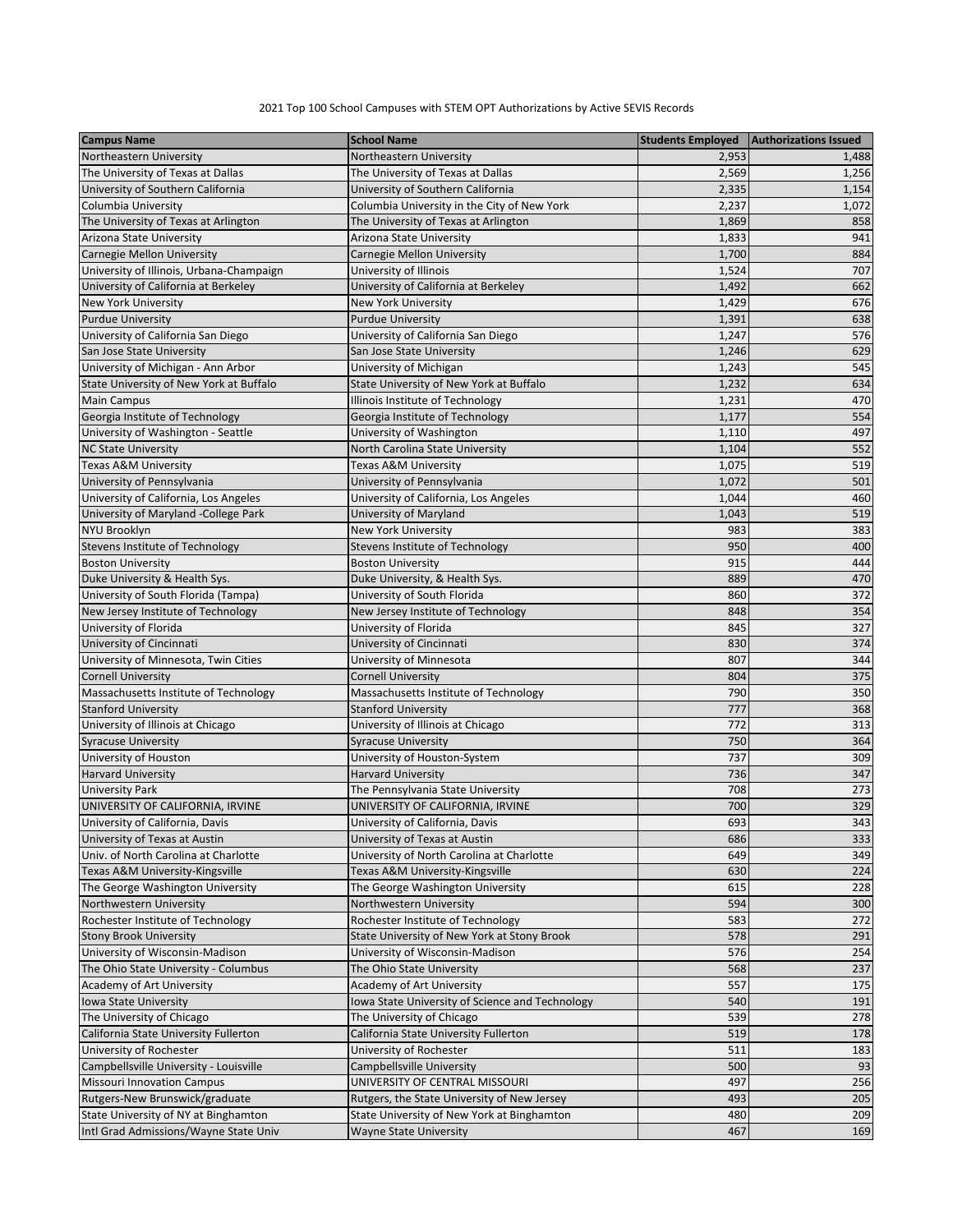2021 Top 100 School Campuses with STEM OPT Authorizations by Active SEVIS Records

| Campus Name | School Name | Students Employed | Authorizations Issued |
|---|---|---|---|
| Northeastern University | Northeastern University | 2,953 | 1,488 |
| The University of Texas at Dallas | The University of Texas at Dallas | 2,569 | 1,256 |
| University of Southern California | University of Southern California | 2,335 | 1,154 |
| Columbia University | Columbia University in the City of New York | 2,237 | 1,072 |
| The University of Texas at Arlington | The University of Texas at Arlington | 1,869 | 858 |
| Arizona State University | Arizona State University | 1,833 | 941 |
| Carnegie Mellon University | Carnegie Mellon University | 1,700 | 884 |
| University of Illinois, Urbana-Champaign | University of Illinois | 1,524 | 707 |
| University of California at Berkeley | University of California at Berkeley | 1,492 | 662 |
| New York University | New York University | 1,429 | 676 |
| Purdue University | Purdue University | 1,391 | 638 |
| University of California San Diego | University of California San Diego | 1,247 | 576 |
| San Jose State University | San Jose State University | 1,246 | 629 |
| University of Michigan - Ann Arbor | University of Michigan | 1,243 | 545 |
| State University of New York at Buffalo | State University of New York at Buffalo | 1,232 | 634 |
| Main Campus | Illinois Institute of Technology | 1,231 | 470 |
| Georgia Institute of Technology | Georgia Institute of Technology | 1,177 | 554 |
| University of Washington - Seattle | University of Washington | 1,110 | 497 |
| NC State University | North Carolina State University | 1,104 | 552 |
| Texas A&M University | Texas A&M University | 1,075 | 519 |
| University of Pennsylvania | University of Pennsylvania | 1,072 | 501 |
| University of California, Los Angeles | University of California, Los Angeles | 1,044 | 460 |
| University of Maryland -College Park | University of Maryland | 1,043 | 519 |
| NYU Brooklyn | New York University | 983 | 383 |
| Stevens Institute of Technology | Stevens Institute of Technology | 950 | 400 |
| Boston University | Boston University | 915 | 444 |
| Duke University & Health Sys. | Duke University, & Health Sys. | 889 | 470 |
| University of South Florida (Tampa) | University of South Florida | 860 | 372 |
| New Jersey Institute of Technology | New Jersey Institute of Technology | 848 | 354 |
| University of Florida | University of Florida | 845 | 327 |
| University of Cincinnati | University of Cincinnati | 830 | 374 |
| University of Minnesota, Twin Cities | University of Minnesota | 807 | 344 |
| Cornell University | Cornell University | 804 | 375 |
| Massachusetts Institute of Technology | Massachusetts Institute of Technology | 790 | 350 |
| Stanford University | Stanford University | 777 | 368 |
| University of Illinois at Chicago | University of Illinois at Chicago | 772 | 313 |
| Syracuse University | Syracuse University | 750 | 364 |
| University of Houston | University of Houston-System | 737 | 309 |
| Harvard University | Harvard University | 736 | 347 |
| University Park | The Pennsylvania State University | 708 | 273 |
| UNIVERSITY OF CALIFORNIA, IRVINE | UNIVERSITY OF CALIFORNIA, IRVINE | 700 | 329 |
| University of California, Davis | University of California, Davis | 693 | 343 |
| University of Texas at Austin | University of Texas at Austin | 686 | 333 |
| Univ. of North Carolina at Charlotte | University of North Carolina at Charlotte | 649 | 349 |
| Texas A&M University-Kingsville | Texas A&M University-Kingsville | 630 | 224 |
| The George Washington University | The George Washington University | 615 | 228 |
| Northwestern University | Northwestern University | 594 | 300 |
| Rochester Institute of Technology | Rochester Institute of Technology | 583 | 272 |
| Stony Brook University | State University of New York at Stony Brook | 578 | 291 |
| University of Wisconsin-Madison | University of Wisconsin-Madison | 576 | 254 |
| The Ohio State University - Columbus | The Ohio State University | 568 | 237 |
| Academy of Art University | Academy of Art University | 557 | 175 |
| Iowa State University | Iowa State University of Science and Technology | 540 | 191 |
| The University of Chicago | The University of Chicago | 539 | 278 |
| California State University Fullerton | California State University Fullerton | 519 | 178 |
| University of Rochester | University of Rochester | 511 | 183 |
| Campbellsville University - Louisville | Campbellsville University | 500 | 93 |
| Missouri Innovation Campus | UNIVERSITY OF CENTRAL MISSOURI | 497 | 256 |
| Rutgers-New Brunswick/graduate | Rutgers, the State University of New Jersey | 493 | 205 |
| State University of NY at Binghamton | State University of New York at Binghamton | 480 | 209 |
| Intl Grad Admissions/Wayne State Univ | Wayne State University | 467 | 169 |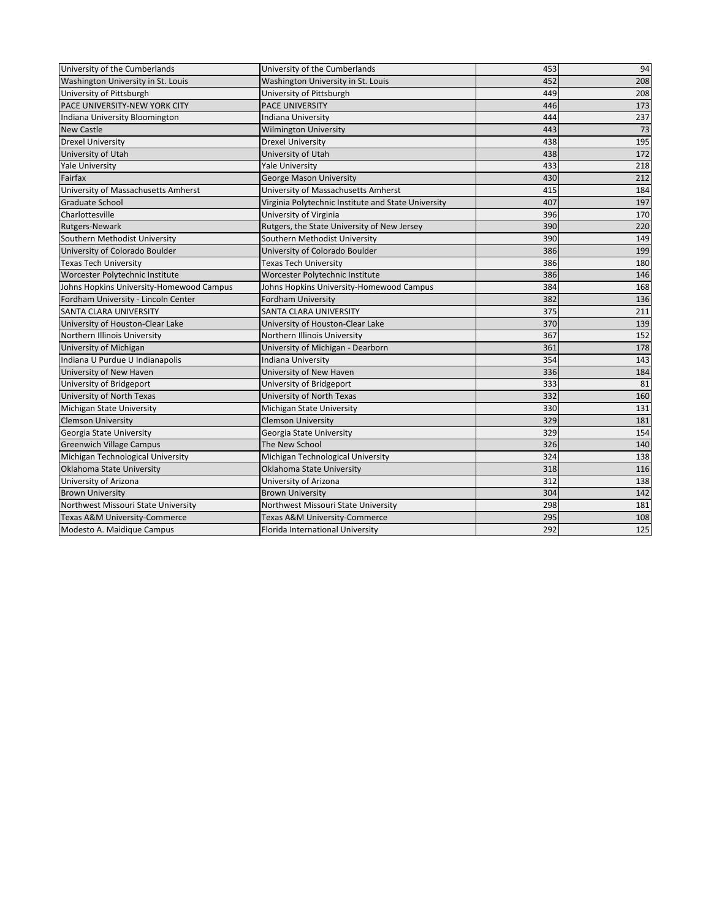| | | | |
|---|---|---|---|
| University of the Cumberlands | University of the Cumberlands | 453 | 94 |
| Washington University in St. Louis | Washington University in St. Louis | 452 | 208 |
| University of Pittsburgh | University of Pittsburgh | 449 | 208 |
| PACE UNIVERSITY-NEW YORK CITY | PACE UNIVERSITY | 446 | 173 |
| Indiana University Bloomington | Indiana University | 444 | 237 |
| New Castle | Wilmington University | 443 | 73 |
| Drexel University | Drexel University | 438 | 195 |
| University of Utah | University of Utah | 438 | 172 |
| Yale University | Yale University | 433 | 218 |
| Fairfax | George Mason University | 430 | 212 |
| University of Massachusetts Amherst | University of Massachusetts Amherst | 415 | 184 |
| Graduate School | Virginia Polytechnic Institute and State University | 407 | 197 |
| Charlottesville | University of Virginia | 396 | 170 |
| Rutgers-Newark | Rutgers, the State University of New Jersey | 390 | 220 |
| Southern Methodist University | Southern Methodist University | 390 | 149 |
| University of Colorado Boulder | University of Colorado Boulder | 386 | 199 |
| Texas Tech University | Texas Tech University | 386 | 180 |
| Worcester Polytechnic Institute | Worcester Polytechnic Institute | 386 | 146 |
| Johns Hopkins University-Homewood Campus | Johns Hopkins University-Homewood Campus | 384 | 168 |
| Fordham University - Lincoln Center | Fordham University | 382 | 136 |
| SANTA CLARA UNIVERSITY | SANTA CLARA UNIVERSITY | 375 | 211 |
| University of Houston-Clear Lake | University of Houston-Clear Lake | 370 | 139 |
| Northern Illinois University | Northern Illinois University | 367 | 152 |
| University of Michigan | University of Michigan - Dearborn | 361 | 178 |
| Indiana U Purdue U Indianapolis | Indiana University | 354 | 143 |
| University of New Haven | University of New Haven | 336 | 184 |
| University of Bridgeport | University of Bridgeport | 333 | 81 |
| University of North Texas | University of North Texas | 332 | 160 |
| Michigan State University | Michigan State University | 330 | 131 |
| Clemson University | Clemson University | 329 | 181 |
| Georgia State University | Georgia State University | 329 | 154 |
| Greenwich Village Campus | The New School | 326 | 140 |
| Michigan Technological University | Michigan Technological University | 324 | 138 |
| Oklahoma State University | Oklahoma State University | 318 | 116 |
| University of Arizona | University of Arizona | 312 | 138 |
| Brown University | Brown University | 304 | 142 |
| Northwest Missouri State University | Northwest Missouri State University | 298 | 181 |
| Texas A&M University-Commerce | Texas A&M University-Commerce | 295 | 108 |
| Modesto A. Maidique Campus | Florida International University | 292 | 125 |